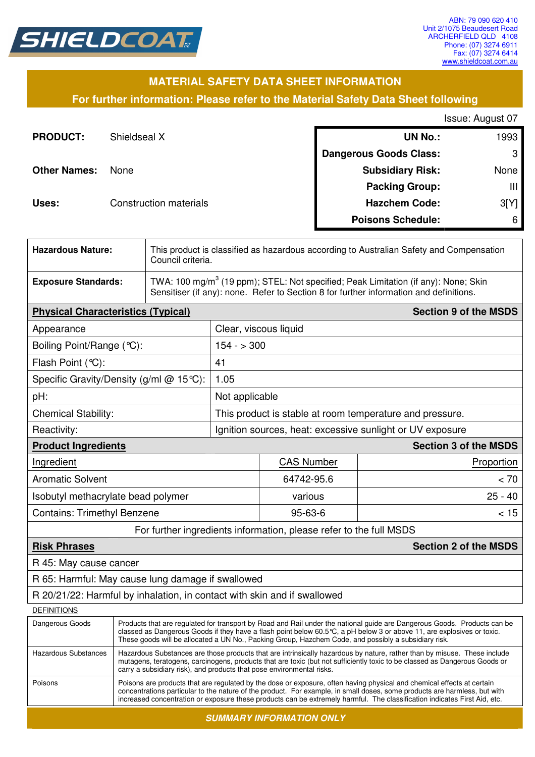SHIELDCOAT

ABN: 79 090 620 410
Unit 2/1075 Beaudesert Road
ARCHERFIELD QLD 4108
Phone: (07) 3274 6911
Fax: (07) 3274 6414
www.shieldcoat.com.au

## MATERIAL SAFETY DATA SHEET INFORMATION

**For further information: Please refer to the Material Safety Data Sheet following**

Issue: August 07

**PRODUCT:** Shieldseal X

**Other Names:** None

**Uses:** Construction materials

| | |
|---|---|
| **UN No.:** | 1993 |
| **Dangerous Goods Class:** | 3 |
| **Subsidiary Risk:** | None |
| **Packing Group:** | III |
| **Hazchem Code:** | 3[Y] |
| **Poisons Schedule:** | 6 |

| | |
|---|---|
| **Hazardous Nature:** | This product is classified as hazardous according to Australian Safety and Compensation Council criteria. |
| **Exposure Standards:** | TWA: 100 mg/m$^3$ (19 ppm); STEL: Not specified; Peak Limitation (if any): None; Skin Sensitiser (if any): none. Refer to Section 8 for further information and definitions. |

| **Physical Characteristics (Typical)** | **Section 9 of the MSDS** |
|---|---|
| Appearance | Clear, viscous liquid |
| Boiling Point/Range (℃): | 154 - > 300 |
| Flash Point (℃): | 41 |
| Specific Gravity/Density (g/ml @ 15℃): | 1.05 |
| pH: | Not applicable |
| Chemical Stability: | This product is stable at room temperature and pressure. |
| Reactivity: | Ignition sources, heat: excessive sunlight or UV exposure |

| **Product Ingredients** | | **Section 3 of the MSDS** |
|---|---|---|
| Ingredient | CAS Number | Proportion |
| Aromatic Solvent | 64742-95.6 | < 70 |
| Isobutyl methacrylate bead polymer | various | 25 - 40 |
| Contains: Trimethyl Benzene | 95-63-6 | < 15 |
| For further ingredients information, please refer to the full MSDS | | |

| **Risk Phrases** | **Section 2 of the MSDS** |
|---|---|
| R 45: May cause cancer | |
| R 65: Harmful: May cause lung damage if swallowed | |
| R 20/21/22: Harmful by inhalation, in contact with skin and if swallowed | |

DEFINITIONS

| | |
|---|---|
| Dangerous Goods | Products that are regulated for transport by Road and Rail under the national guide are Dangerous Goods. Products can be classed as Dangerous Goods if they have a flash point below 60.5℃, a pH below 3 or above 11, are explosives or toxic. These goods will be allocated a UN No., Packing Group, Hazchem Code, and possibly a subsidiary risk. |
| Hazardous Substances | Hazardous Substances are those products that are intrinsically hazardous by nature, rather than by misuse. These include mutagens, teratogens, carcinogens, products that are toxic (but not sufficiently toxic to be classed as Dangerous Goods or carry a subsidiary risk), and products that pose environmental risks. |
| Poisons | Poisons are products that are regulated by the dose or exposure, often having physical and chemical effects at certain concentrations particular to the nature of the product. For example, in small doses, some products are harmless, but with increased concentration or exposure these products can be extremely harmful. The classification indicates First Aid, etc. |

***SUMMARY INFORMATION ONLY***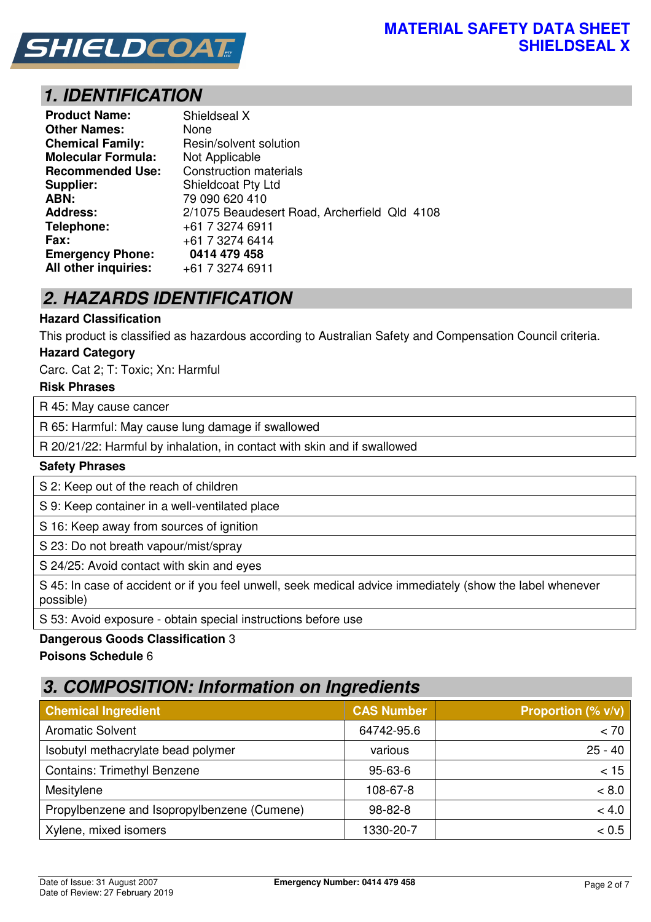## 1. IDENTIFICATION

| | |
|---|---|
| **Product Name:** | Shieldseal X |
| **Other Names:** | None |
| **Chemical Family:** | Resin/solvent solution |
| **Molecular Formula:** | Not Applicable |
| **Recommended Use:** | Construction materials |
| **Supplier:** | Shieldcoat Pty Ltd |
| **ABN:** | 79 090 620 410 |
| **Address:** | 2/1075 Beaudesert Road, Archerfield Qld 4108 |
| **Telephone:** | +61 7 3274 6911 |
| **Fax:** | +61 7 3274 6414 |
| **Emergency Phone:** | **0414 479 458** |
| **All other inquiries:** | +61 7 3274 6911 |

## 2. HAZARDS IDENTIFICATION

**Hazard Classification**

This product is classified as hazardous according to Australian Safety and Compensation Council criteria.

**Hazard Category**

Carc. Cat 2; T: Toxic; Xn: Harmful

**Risk Phrases**

| |
|---|
| R 45: May cause cancer |
| R 65: Harmful: May cause lung damage if swallowed |
| R 20/21/22: Harmful by inhalation, in contact with skin and if swallowed |

**Safety Phrases**

| |
|---|
| S 2: Keep out of the reach of children |
| S 9: Keep container in a well-ventilated place |
| S 16: Keep away from sources of ignition |
| S 23: Do not breath vapour/mist/spray |
| S 24/25: Avoid contact with skin and eyes |
| S 45: In case of accident or if you feel unwell, seek medical advice immediately (show the label whenever possible) |
| S 53: Avoid exposure - obtain special instructions before use |

**Dangerous Goods Classification** 3

**Poisons Schedule** 6

## 3. COMPOSITION: Information on Ingredients

| Chemical Ingredient | CAS Number | Proportion (% v/v) |
|---|---|---|
| Aromatic Solvent | 64742-95.6 | < 70 |
| Isobutyl methacrylate bead polymer | various | 25 - 40 |
| Contains: Trimethyl Benzene | 95-63-6 | < 15 |
| Mesitylene | 108-67-8 | < 8.0 |
| Propylbenzene and Isopropylbenzene (Cumene) | 98-82-8 | < 4.0 |
| Xylene, mixed isomers | 1330-20-7 | < 0.5 |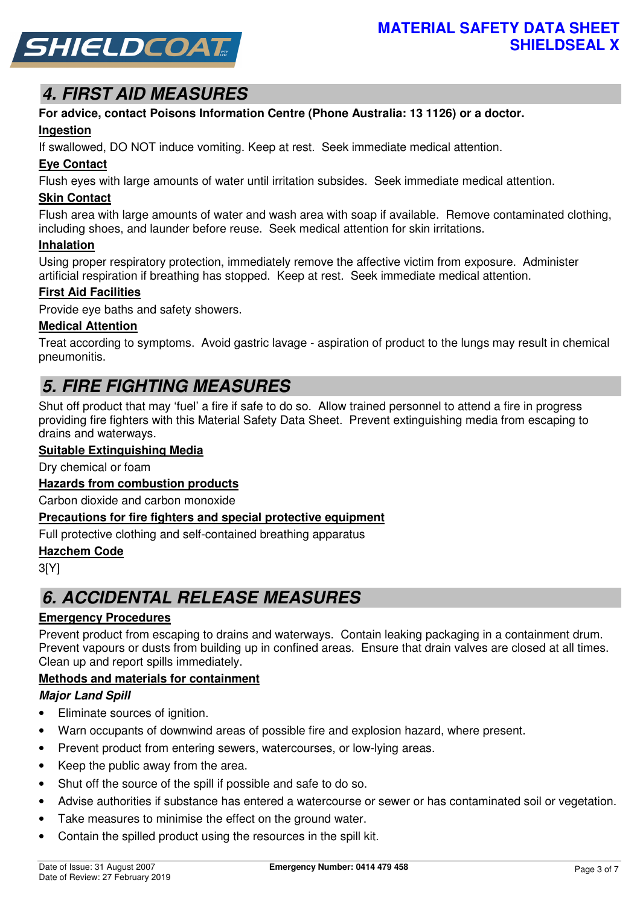## 4. FIRST AID MEASURES

**For advice, contact Poisons Information Centre (Phone Australia: 13 1126) or a doctor.**

**Ingestion**

If swallowed, DO NOT induce vomiting. Keep at rest. Seek immediate medical attention.

**Eye Contact**

Flush eyes with large amounts of water until irritation subsides. Seek immediate medical attention.

**Skin Contact**

Flush area with large amounts of water and wash area with soap if available. Remove contaminated clothing, including shoes, and launder before reuse. Seek medical attention for skin irritations.

**Inhalation**

Using proper respiratory protection, immediately remove the affective victim from exposure. Administer artificial respiration if breathing has stopped. Keep at rest. Seek immediate medical attention.

**First Aid Facilities**

Provide eye baths and safety showers.

**Medical Attention**

Treat according to symptoms. Avoid gastric lavage - aspiration of product to the lungs may result in chemical pneumonitis.

## 5. FIRE FIGHTING MEASURES

Shut off product that may 'fuel' a fire if safe to do so. Allow trained personnel to attend a fire in progress providing fire fighters with this Material Safety Data Sheet. Prevent extinguishing media from escaping to drains and waterways.

**Suitable Extinguishing Media**

Dry chemical or foam

**Hazards from combustion products**

Carbon dioxide and carbon monoxide

**Precautions for fire fighters and special protective equipment**

Full protective clothing and self-contained breathing apparatus

**Hazchem Code**

3[Y]

## 6. ACCIDENTAL RELEASE MEASURES

**Emergency Procedures**

Prevent product from escaping to drains and waterways. Contain leaking packaging in a containment drum. Prevent vapours or dusts from building up in confined areas. Ensure that drain valves are closed at all times. Clean up and report spills immediately.

**Methods and materials for containment**

***Major Land Spill***

- Eliminate sources of ignition.
- Warn occupants of downwind areas of possible fire and explosion hazard, where present.
- Prevent product from entering sewers, watercourses, or low-lying areas.
- Keep the public away from the area.
- Shut off the source of the spill if possible and safe to do so.
- Advise authorities if substance has entered a watercourse or sewer or has contaminated soil or vegetation.
- Take measures to minimise the effect on the ground water.
- Contain the spilled product using the resources in the spill kit.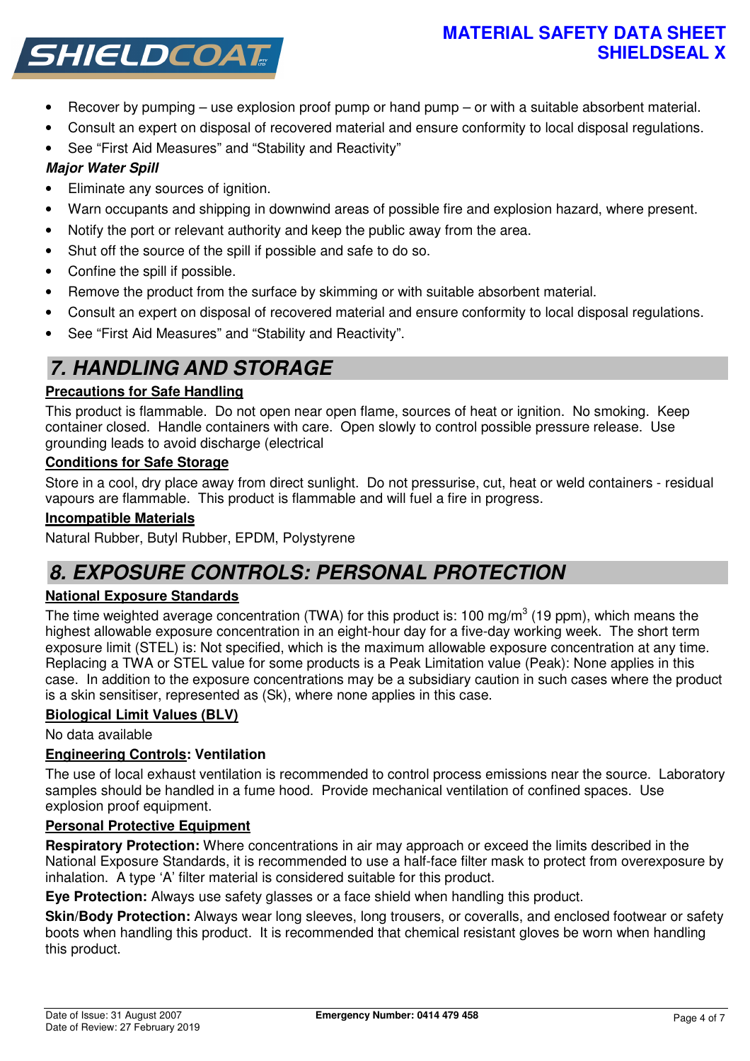- Recover by pumping – use explosion proof pump or hand pump – or with a suitable absorbent material.
- Consult an expert on disposal of recovered material and ensure conformity to local disposal regulations.
- See "First Aid Measures" and "Stability and Reactivity"

***Major Water Spill***

- Eliminate any sources of ignition.
- Warn occupants and shipping in downwind areas of possible fire and explosion hazard, where present.
- Notify the port or relevant authority and keep the public away from the area.
- Shut off the source of the spill if possible and safe to do so.
- Confine the spill if possible.
- Remove the product from the surface by skimming or with suitable absorbent material.
- Consult an expert on disposal of recovered material and ensure conformity to local disposal regulations.
- See "First Aid Measures" and "Stability and Reactivity".

## 7. HANDLING AND STORAGE

**Precautions for Safe Handling**

This product is flammable. Do not open near open flame, sources of heat or ignition. No smoking. Keep container closed. Handle containers with care. Open slowly to control possible pressure release. Use grounding leads to avoid discharge (electrical

**Conditions for Safe Storage**

Store in a cool, dry place away from direct sunlight. Do not pressurise, cut, heat or weld containers - residual vapours are flammable. This product is flammable and will fuel a fire in progress.

**Incompatible Materials**

Natural Rubber, Butyl Rubber, EPDM, Polystyrene

## 8. EXPOSURE CONTROLS: PERSONAL PROTECTION

**National Exposure Standards**

The time weighted average concentration (TWA) for this product is: 100 mg/m$^3$ (19 ppm), which means the highest allowable exposure concentration in an eight-hour day for a five-day working week. The short term exposure limit (STEL) is: Not specified, which is the maximum allowable exposure concentration at any time. Replacing a TWA or STEL value for some products is a Peak Limitation value (Peak): None applies in this case. In addition to the exposure concentrations may be a subsidiary caution in such cases where the product is a skin sensitiser, represented as (Sk), where none applies in this case.

**Biological Limit Values (BLV)**

No data available

**Engineering Controls: Ventilation**

The use of local exhaust ventilation is recommended to control process emissions near the source. Laboratory samples should be handled in a fume hood. Provide mechanical ventilation of confined spaces. Use explosion proof equipment.

**Personal Protective Equipment**

**Respiratory Protection:** Where concentrations in air may approach or exceed the limits described in the National Exposure Standards, it is recommended to use a half-face filter mask to protect from overexposure by inhalation. A type 'A' filter material is considered suitable for this product.

**Eye Protection:** Always use safety glasses or a face shield when handling this product.

**Skin/Body Protection:** Always wear long sleeves, long trousers, or coveralls, and enclosed footwear or safety boots when handling this product. It is recommended that chemical resistant gloves be worn when handling this product.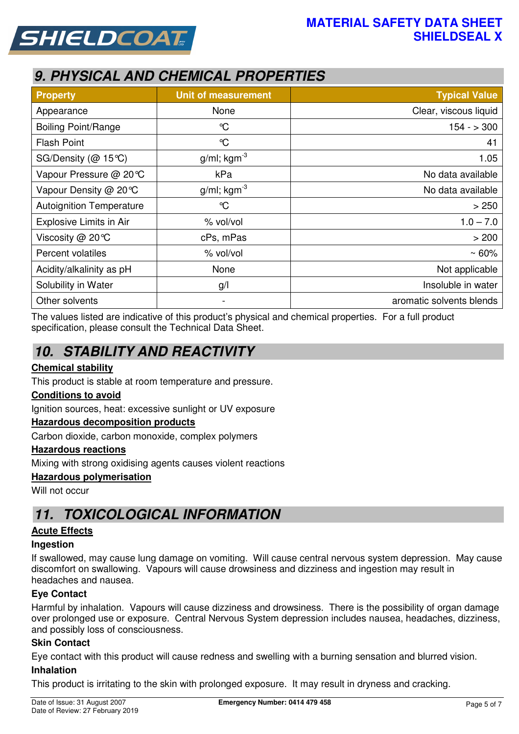## 9. PHYSICAL AND CHEMICAL PROPERTIES

| Property | Unit of measurement | Typical Value |
|---|---|---|
| Appearance | None | Clear, viscous liquid |
| Boiling Point/Range | ℃ | 154 - > 300 |
| Flash Point | ℃ | 41 |
| SG/Density (@ 15℃) | g/ml; kgm$^{-3}$ | 1.05 |
| Vapour Pressure @ 20℃ | kPa | No data available |
| Vapour Density @ 20℃ | g/ml; kgm$^{-3}$ | No data available |
| Autoignition Temperature | ℃ | > 250 |
| Explosive Limits in Air | % vol/vol | 1.0 – 7.0 |
| Viscosity @ 20℃ | cPs, mPas | > 200 |
| Percent volatiles | % vol/vol | ~ 60% |
| Acidity/alkalinity as pH | None | Not applicable |
| Solubility in Water | g/l | Insoluble in water |
| Other solvents | - | aromatic solvents blends |

The values listed are indicative of this product's physical and chemical properties. For a full product specification, please consult the Technical Data Sheet.

## 10. STABILITY AND REACTIVITY

**Chemical stability**

This product is stable at room temperature and pressure.

**Conditions to avoid**

Ignition sources, heat: excessive sunlight or UV exposure

**Hazardous decomposition products**

Carbon dioxide, carbon monoxide, complex polymers

**Hazardous reactions**

Mixing with strong oxidising agents causes violent reactions

**Hazardous polymerisation**

Will not occur

## 11. TOXICOLOGICAL INFORMATION

**Acute Effects**

**Ingestion**

If swallowed, may cause lung damage on vomiting. Will cause central nervous system depression. May cause discomfort on swallowing. Vapours will cause drowsiness and dizziness and ingestion may result in headaches and nausea.

**Eye Contact**

Harmful by inhalation. Vapours will cause dizziness and drowsiness. There is the possibility of organ damage over prolonged use or exposure. Central Nervous System depression includes nausea, headaches, dizziness, and possibly loss of consciousness.

**Skin Contact**

Eye contact with this product will cause redness and swelling with a burning sensation and blurred vision.

**Inhalation**

This product is irritating to the skin with prolonged exposure. It may result in dryness and cracking.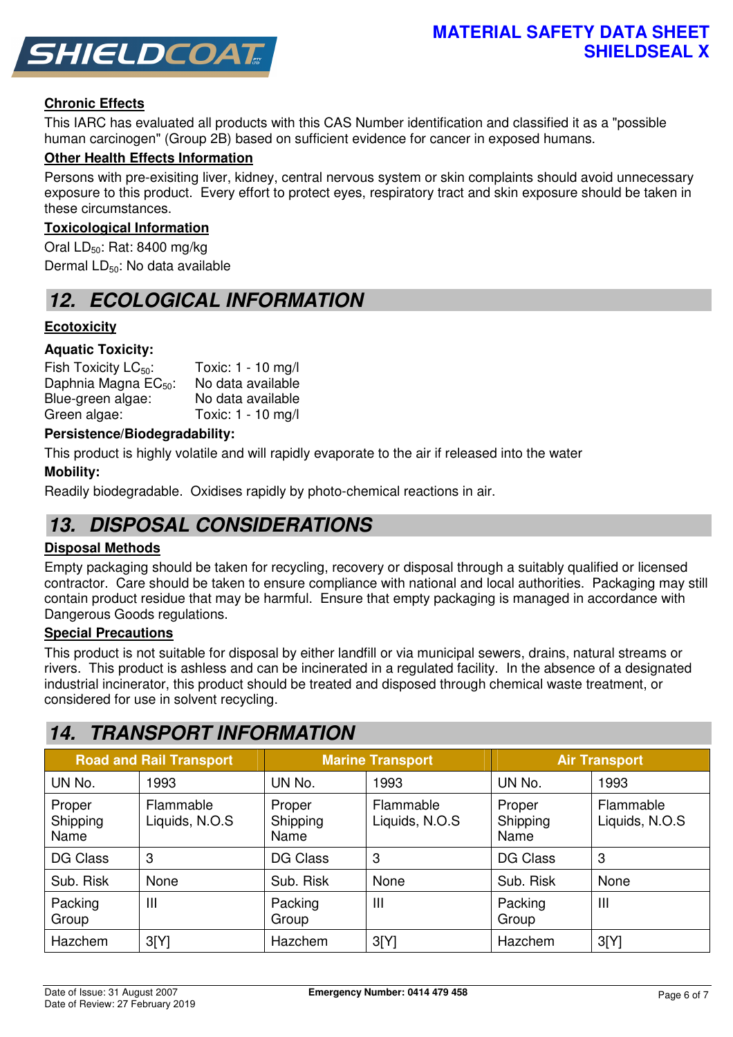#### Chronic Effects

This IARC has evaluated all products with this CAS Number identification and classified it as a "possible human carcinogen" (Group 2B) based on sufficient evidence for cancer in exposed humans.

#### Other Health Effects Information

Persons with pre-exisiting liver, kidney, central nervous system or skin complaints should avoid unnecessary exposure to this product. Every effort to protect eyes, respiratory tract and skin exposure should be taken in these circumstances.

#### Toxicological Information

Oral $LD_{50}$: Rat: 8400 mg/kg

Dermal $LD_{50}$: No data available

## 12. ECOLOGICAL INFORMATION

#### Ecotoxicity

**Aquatic Toxicity:**

Fish Toxicity $LC_{50}$: Toxic: 1 - 10 mg/l
Daphnia Magna $EC_{50}$: No data available
Blue-green algae: No data available
Green algae: Toxic: 1 - 10 mg/l

**Persistence/Biodegradability:**

This product is highly volatile and will rapidly evaporate to the air if released into the water

**Mobility:**

Readily biodegradable. Oxidises rapidly by photo-chemical reactions in air.

## 13. DISPOSAL CONSIDERATIONS

#### Disposal Methods

Empty packaging should be taken for recycling, recovery or disposal through a suitably qualified or licensed contractor. Care should be taken to ensure compliance with national and local authorities. Packaging may still contain product residue that may be harmful. Ensure that empty packaging is managed in accordance with Dangerous Goods regulations.

#### Special Precautions

This product is not suitable for disposal by either landfill or via municipal sewers, drains, natural streams or rivers. This product is ashless and can be incinerated in a regulated facility. In the absence of a designated industrial incinerator, this product should be treated and disposed through chemical waste treatment, or considered for use in solvent recycling.

## 14. TRANSPORT INFORMATION

| Road and Rail Transport | | Marine Transport | | Air Transport | |
|---|---|---|---|---|---|
| UN No. | 1993 | UN No. | 1993 | UN No. | 1993 |
| Proper Shipping Name | Flammable Liquids, N.O.S | Proper Shipping Name | Flammable Liquids, N.O.S | Proper Shipping Name | Flammable Liquids, N.O.S |
| DG Class | 3 | DG Class | 3 | DG Class | 3 |
| Sub. Risk | None | Sub. Risk | None | Sub. Risk | None |
| Packing Group | III | Packing Group | III | Packing Group | III |
| Hazchem | 3[Y] | Hazchem | 3[Y] | Hazchem | 3[Y] |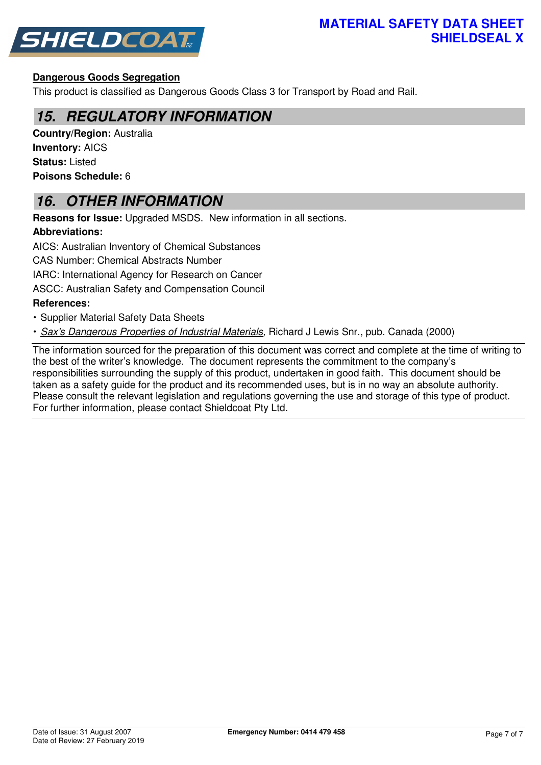### Dangerous Goods Segregation

This product is classified as Dangerous Goods Class 3 for Transport by Road and Rail.

## 15. REGULATORY INFORMATION

**Country/Region:** Australia
**Inventory:** AICS
**Status:** Listed
**Poisons Schedule:** 6

## 16. OTHER INFORMATION

**Reasons for Issue:** Upgraded MSDS. New information in all sections.

**Abbreviations:**

AICS: Australian Inventory of Chemical Substances
CAS Number: Chemical Abstracts Number
IARC: International Agency for Research on Cancer
ASCC: Australian Safety and Compensation Council

**References:**

- Supplier Material Safety Data Sheets
- *Sax's Dangerous Properties of Industrial Materials*, Richard J Lewis Snr., pub. Canada (2000)

---

The information sourced for the preparation of this document was correct and complete at the time of writing to the best of the writer's knowledge. The document represents the commitment to the company's responsibilities surrounding the supply of this product, undertaken in good faith. This document should be taken as a safety guide for the product and its recommended uses, but is in no way an absolute authority. Please consult the relevant legislation and regulations governing the use and storage of this type of product. For further information, please contact Shieldcoat Pty Ltd.

---